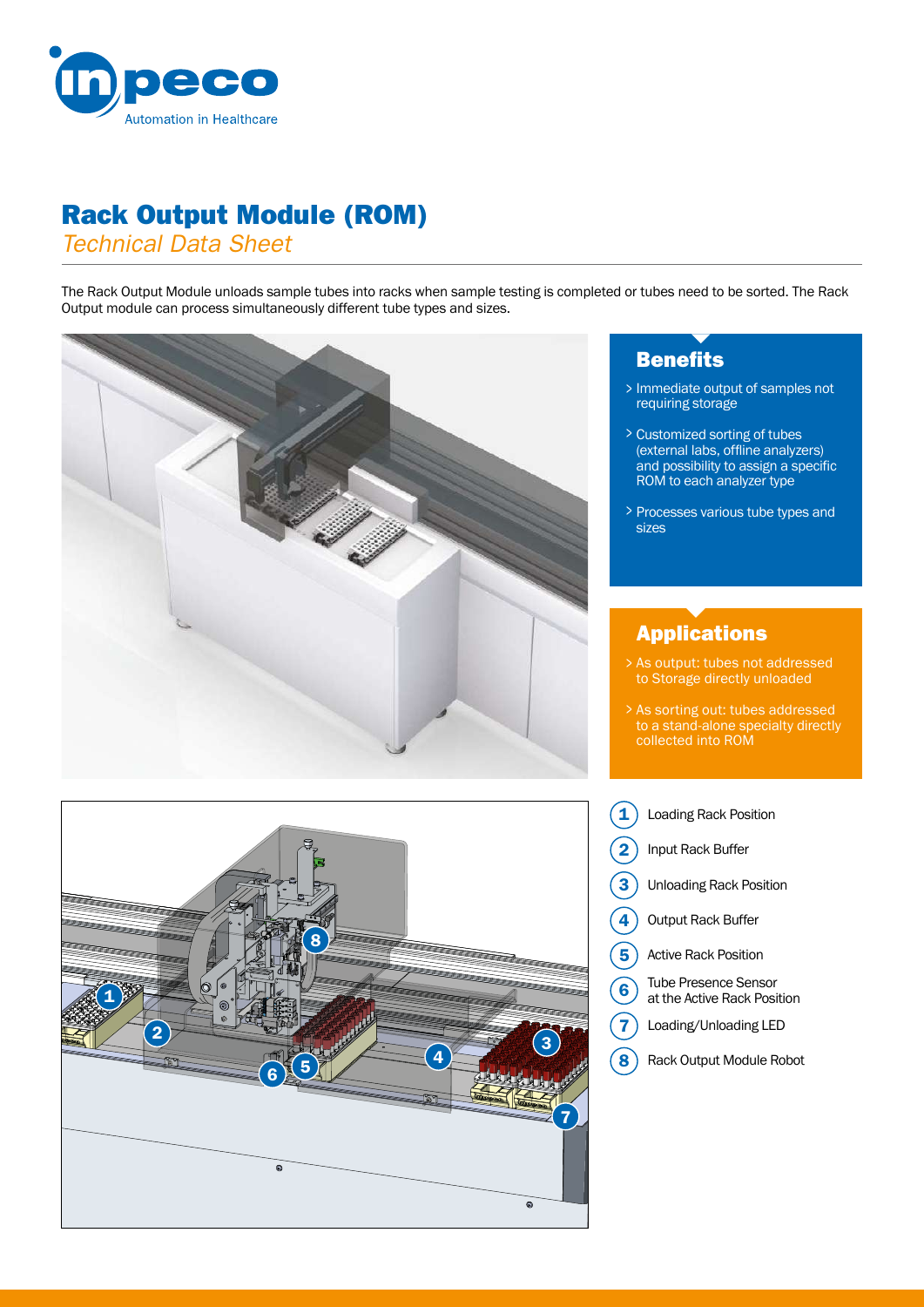# Rack Output Module (ROM)

*Technical Data Sheet*

The Rack Output Module unloads sample tubes into racks when sample testing is completed or tubes need to be sorted. The Rack Output module can process simultaneously different tube types and sizes.

## Benefits

- Immediate output of samples not requiring storage
- Customized sorting of tubes (external labs, offline analyzers) and possibility to assign a specific ROM to each analyzer type
- Processes various tube types and sizes

## Applications

- As output: tubes not addressed to Storage directly unloaded
- As sorting out: tubes addressed to a stand-alone specialty directly collected into ROM

1. Loading Rack Position
2. Input Rack Buffer
3. Unloading Rack Position
4. Output Rack Buffer
5. Active Rack Position
6. Tube Presence Sensor at the Active Rack Position
7. Loading/Unloading LED
8. Rack Output Module Robot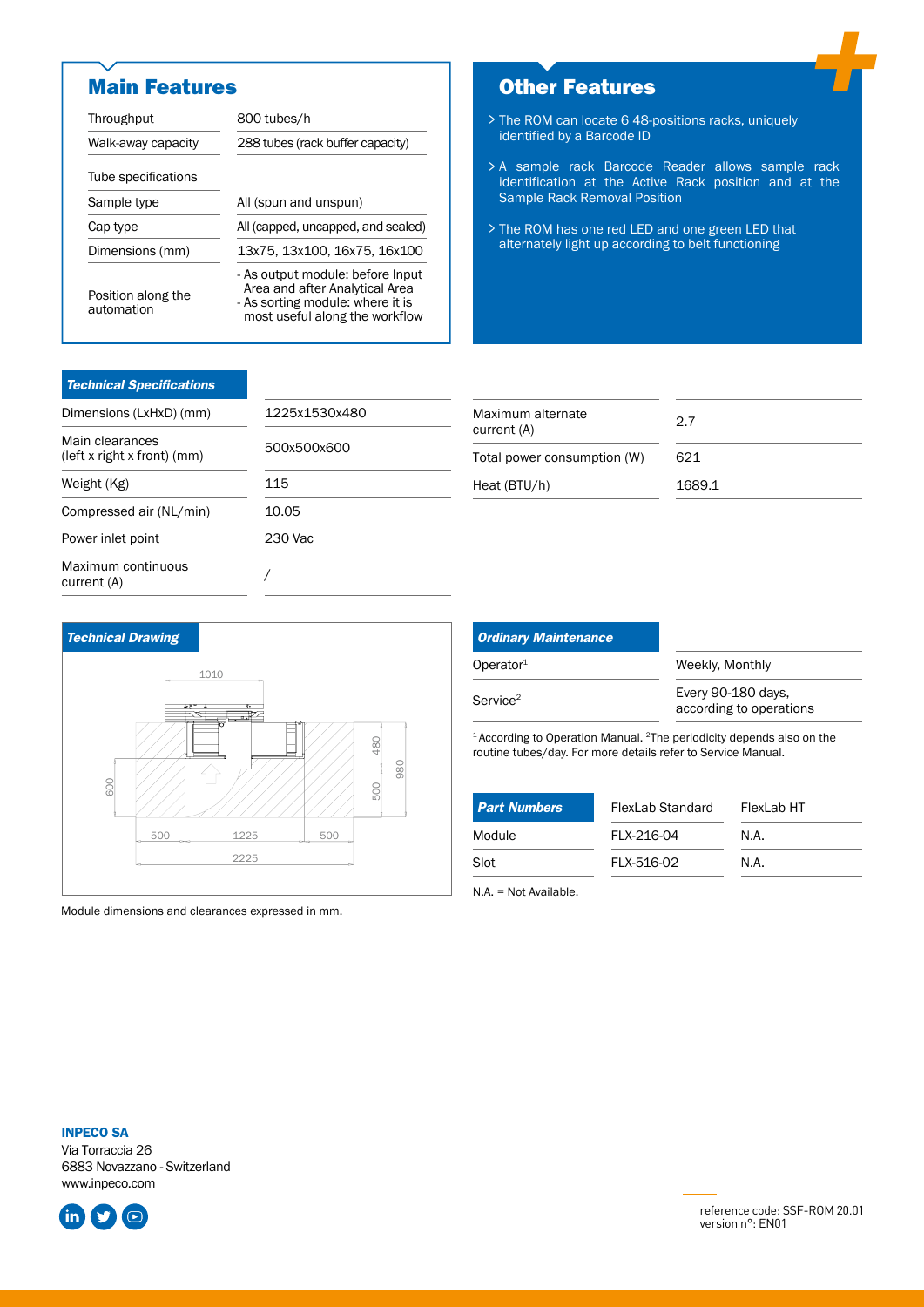## Main Features

| | |
|---|---|
| Throughput | 800 tubes/h |
| Walk-away capacity | 288 tubes (rack buffer capacity) |
| Tube specifications | |
| Sample type | All (spun and unspun) |
| Cap type | All (capped, uncapped, and sealed) |
| Dimensions (mm) | 13x75, 13x100, 16x75, 16x100 |
| Position along the automation | - As output module: before Input Area and after Analytical Area<br>- As sorting module: where it is most useful along the workflow |

## Other Features

- The ROM can locate 6 48-positions racks, uniquely identified by a Barcode ID
- A sample rack Barcode Reader allows sample rack identification at the Active Rack position and at the Sample Rack Removal Position
- The ROM has one red LED and one green LED that alternately light up according to belt functioning

### *Technical Specifications*

| | |
|---|---|
| Dimensions (LxHxD) (mm) | 1225x1530x480 |
| Main clearances (left x right x front) (mm) | 500x500x600 |
| Weight (Kg) | 115 |
| Compressed air (NL/min) | 10.05 |
| Power inlet point | 230 Vac |
| Maximum continuous current (A) | / |
| Maximum alternate current (A) | 2.7 |
| Total power consumption (W) | 621 |
| Heat (BTU/h) | 1689.1 |

### *Technical Drawing*

1010
480
980
600
500
500
1225
500
2225

Module dimensions and clearances expressed in mm.

### *Ordinary Maintenance*

| | |
|---|---|
| Operator[1] | Weekly, Monthly |
| Service[2] | Every 90-180 days, according to operations |

[1] According to Operation Manual. [2] The periodicity depends also on the routine tubes/day. For more details refer to Service Manual.

| *Part Numbers* | FlexLab Standard | FlexLab HT |
|---|---|---|
| Module | FLX-216-04 | N.A. |
| Slot | FLX-516-02 | N.A. |

N.A. = Not Available.

**INPECO SA**
Via Torraccia 26
6883 Novazzano - Switzerland
www.inpeco.com

reference code: SSF-ROM 20.01
version n°: EN01